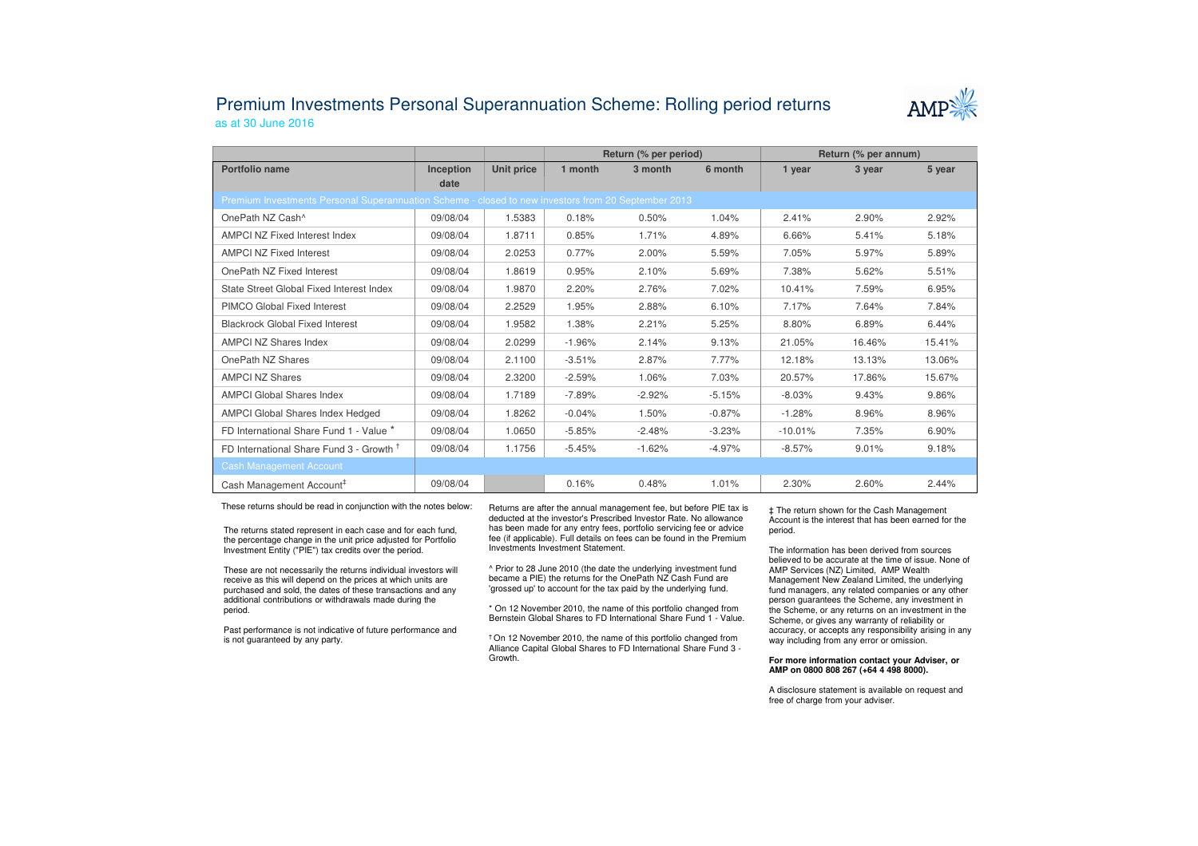# Premium Investments Personal Superannuation Scheme: Rolling period returns

as at 30 June 2016

| | | | Return (% per period) | | | Return (% per annum) | | |
|---|---|---|---|---|---|---|---|---|
| **Portfolio name** | **Inception date** | **Unit price** | **1 month** | **3 month** | **6 month** | **1 year** | **3 year** | **5 year** |
| Premium Investments Personal Superannuation Scheme - closed to new investors from 20 September 2013 | | | | | | | | |
| OnePath NZ Cash^ | 09/08/04 | 1.5383 | 0.18% | 0.50% | 1.04% | 2.41% | 2.90% | 2.92% |
| AMPCI NZ Fixed Interest Index | 09/08/04 | 1.8711 | 0.85% | 1.71% | 4.89% | 6.66% | 5.41% | 5.18% |
| AMPCI NZ Fixed Interest | 09/08/04 | 2.0253 | 0.77% | 2.00% | 5.59% | 7.05% | 5.97% | 5.89% |
| OnePath NZ Fixed Interest | 09/08/04 | 1.8619 | 0.95% | 2.10% | 5.69% | 7.38% | 5.62% | 5.51% |
| State Street Global Fixed Interest Index | 09/08/04 | 1.9870 | 2.20% | 2.76% | 7.02% | 10.41% | 7.59% | 6.95% |
| PIMCO Global Fixed Interest | 09/08/04 | 2.2529 | 1.95% | 2.88% | 6.10% | 7.17% | 7.64% | 7.84% |
| Blackrock Global Fixed Interest | 09/08/04 | 1.9582 | 1.38% | 2.21% | 5.25% | 8.80% | 6.89% | 6.44% |
| AMPCI NZ Shares Index | 09/08/04 | 2.0299 | -1.96% | 2.14% | 9.13% | 21.05% | 16.46% | 15.41% |
| OnePath NZ Shares | 09/08/04 | 2.1100 | -3.51% | 2.87% | 7.77% | 12.18% | 13.13% | 13.06% |
| AMPCI NZ Shares | 09/08/04 | 2.3200 | -2.59% | 1.06% | 7.03% | 20.57% | 17.86% | 15.67% |
| AMPCI Global Shares Index | 09/08/04 | 1.7189 | -7.89% | -2.92% | -5.15% | -8.03% | 9.43% | 9.86% |
| AMPCI Global Shares Index Hedged | 09/08/04 | 1.8262 | -0.04% | 1.50% | -0.87% | -1.28% | 8.96% | 8.96% |
| FD International Share Fund 1 - Value * | 09/08/04 | 1.0650 | -5.85% | -2.48% | -3.23% | -10.01% | 7.35% | 6.90% |
| FD International Share Fund 3 - Growth † | 09/08/04 | 1.1756 | -5.45% | -1.62% | -4.97% | -8.57% | 9.01% | 9.18% |
| Cash Management Account | | | | | | | | |
| Cash Management Account‡ | 09/08/04 | | 0.16% | 0.48% | 1.01% | 2.30% | 2.60% | 2.44% |

These returns should be read in conjunction with the notes below:

The returns stated represent in each case and for each fund, the percentage change in the unit price adjusted for Portfolio Investment Entity ("PIE") tax credits over the period.

These are not necessarily the returns individual investors will receive as this will depend on the prices at which units are purchased and sold, the dates of these transactions and any additional contributions or withdrawals made during the period.

Past performance is not indicative of future performance and is not guaranteed by any party.

Returns are after the annual management fee, but before PIE tax is deducted at the investor's Prescribed Investor Rate. No allowance has been made for any entry fees, portfolio servicing fee or advice fee (if applicable). Full details on fees can be found in the Premium Investments Investment Statement.

^ Prior to 28 June 2010 (the date the underlying investment fund became a PIE) the returns for the OnePath NZ Cash Fund are 'grossed up' to account for the tax paid by the underlying fund.

* On 12 November 2010, the name of this portfolio changed from Bernstein Global Shares to FD International Share Fund 1 - Value.

† On 12 November 2010, the name of this portfolio changed from Alliance Capital Global Shares to FD International Share Fund 3 - Growth.

‡ The return shown for the Cash Management Account is the interest that has been earned for the period.

The information has been derived from sources believed to be accurate at the time of issue. None of AMP Services (NZ) Limited, AMP Wealth Management New Zealand Limited, the underlying fund managers, any related companies or any other person guarantees the Scheme, any investment in the Scheme, or any returns on an investment in the Scheme, or gives any warranty of reliability or accuracy, or accepts any responsibility arising in any way including from any error or omission.

**For more information contact your Adviser, or AMP on 0800 808 267 (+64 4 498 8000).**

A disclosure statement is available on request and free of charge from your adviser.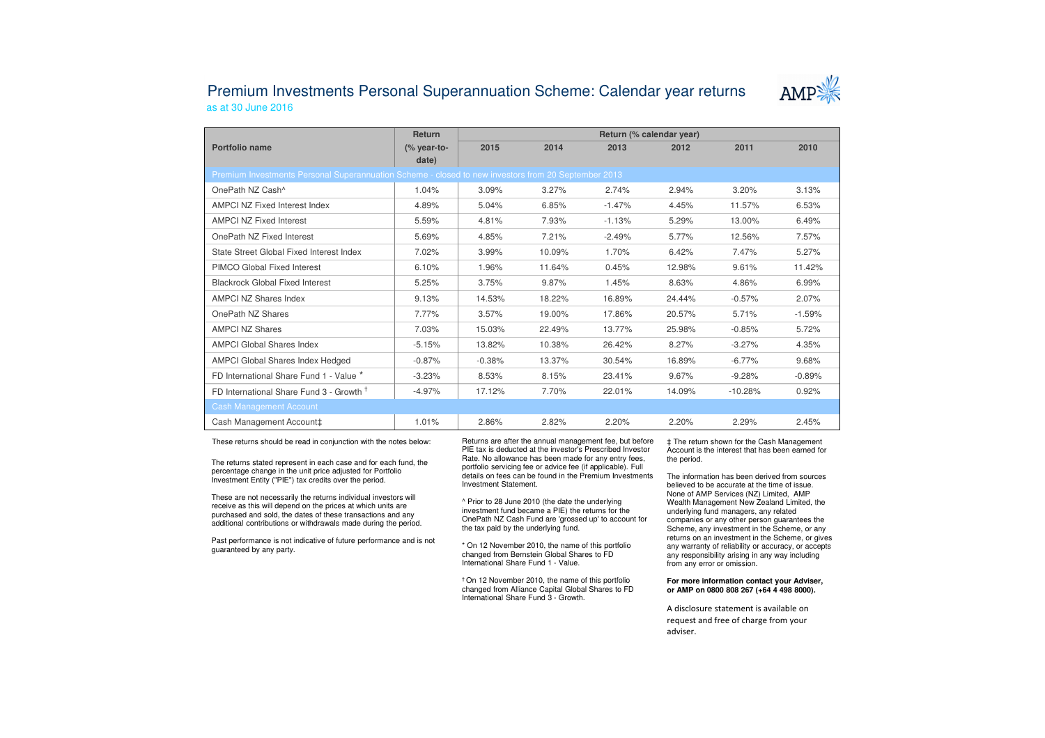# Premium Investments Personal Superannuation Scheme: Calendar year returns

as at 30 June 2016

| Portfolio name | Return (% year-to-date) | Return (% calendar year) | | | | | |
|---|---|---|---|---|---|---|---|
| | | 2015 | 2014 | 2013 | 2012 | 2011 | 2010 |
| Premium Investments Personal Superannuation Scheme - closed to new investors from 20 September 2013 | | | | | | | |
| OnePath NZ Cash^ | 1.04% | 3.09% | 3.27% | 2.74% | 2.94% | 3.20% | 3.13% |
| AMPCI NZ Fixed Interest Index | 4.89% | 5.04% | 6.85% | -1.47% | 4.45% | 11.57% | 6.53% |
| AMPCI NZ Fixed Interest | 5.59% | 4.81% | 7.93% | -1.13% | 5.29% | 13.00% | 6.49% |
| OnePath NZ Fixed Interest | 5.69% | 4.85% | 7.21% | -2.49% | 5.77% | 12.56% | 7.57% |
| State Street Global Fixed Interest Index | 7.02% | 3.99% | 10.09% | 1.70% | 6.42% | 7.47% | 5.27% |
| PIMCO Global Fixed Interest | 6.10% | 1.96% | 11.64% | 0.45% | 12.98% | 9.61% | 11.42% |
| Blackrock Global Fixed Interest | 5.25% | 3.75% | 9.87% | 1.45% | 8.63% | 4.86% | 6.99% |
| AMPCI NZ Shares Index | 9.13% | 14.53% | 18.22% | 16.89% | 24.44% | -0.57% | 2.07% |
| OnePath NZ Shares | 7.77% | 3.57% | 19.00% | 17.86% | 20.57% | 5.71% | -1.59% |
| AMPCI NZ Shares | 7.03% | 15.03% | 22.49% | 13.77% | 25.98% | -0.85% | 5.72% |
| AMPCI Global Shares Index | -5.15% | 13.82% | 10.38% | 26.42% | 8.27% | -3.27% | 4.35% |
| AMPCI Global Shares Index Hedged | -0.87% | -0.38% | 13.37% | 30.54% | 16.89% | -6.77% | 9.68% |
| FD International Share Fund 1 - Value * | -3.23% | 8.53% | 8.15% | 23.41% | 9.67% | -9.28% | -0.89% |
| FD International Share Fund 3 - Growth † | -4.97% | 17.12% | 7.70% | 22.01% | 14.09% | -10.28% | 0.92% |
| Cash Management Account | | | | | | | |
| Cash Management Account‡ | 1.01% | 2.86% | 2.82% | 2.20% | 2.20% | 2.29% | 2.45% |

These returns should be read in conjunction with the notes below:

The returns stated represent in each case and for each fund, the percentage change in the unit price adjusted for Portfolio Investment Entity ("PIE") tax credits over the period.

These are not necessarily the returns individual investors will receive as this will depend on the prices at which units are purchased and sold, the dates of these transactions and any additional contributions or withdrawals made during the period.

Past performance is not indicative of future performance and is not guaranteed by any party.

Returns are after the annual management fee, but before PIE tax is deducted at the investor's Prescribed Investor Rate. No allowance has been made for any entry fees, portfolio servicing fee or advice fee (if applicable). Full details on fees can be found in the Premium Investments Investment Statement.

^ Prior to 28 June 2010 (the date the underlying investment fund became a PIE) the returns for the OnePath NZ Cash Fund are 'grossed up' to account for the tax paid by the underlying fund.

* On 12 November 2010, the name of this portfolio changed from Bernstein Global Shares to FD International Share Fund 1 - Value.

† On 12 November 2010, the name of this portfolio changed from Alliance Capital Global Shares to FD International Share Fund 3 - Growth.

‡ The return shown for the Cash Management Account is the interest that has been earned for the period.

The information has been derived from sources believed to be accurate at the time of issue. None of AMP Services (NZ) Limited, AMP Wealth Management New Zealand Limited, the underlying fund managers, any related companies or any other person guarantees the Scheme, any investment in the Scheme, or any returns on an investment in the Scheme, or gives any warranty of reliability or accuracy, or accepts any responsibility arising in any way including from any error or omission.

**For more information contact your Adviser, or AMP on 0800 808 267 (+64 4 498 8000).**

A disclosure statement is available on request and free of charge from your adviser.